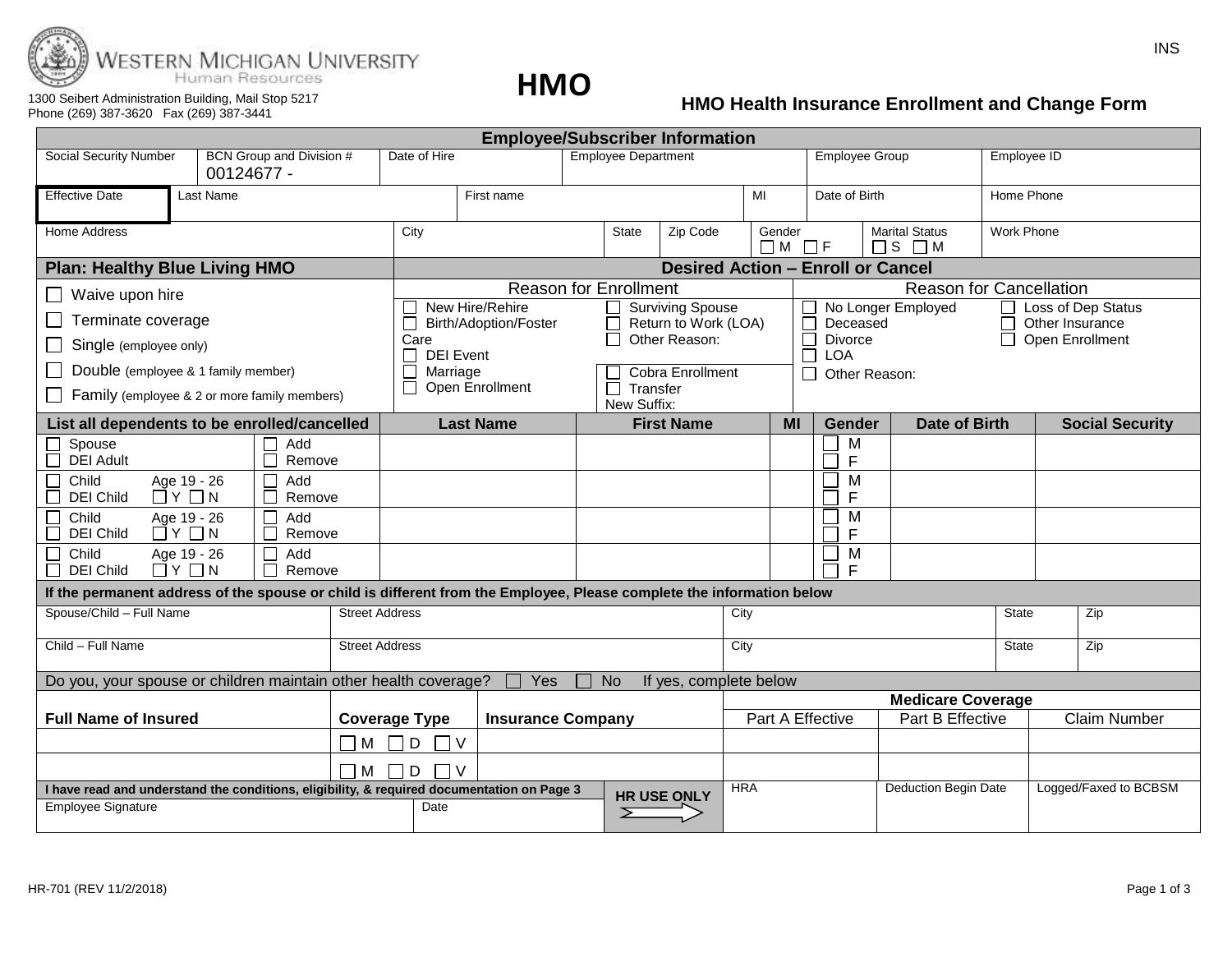INS

Western Michigan University
Human Resources

1300 Seibert Administration Building, Mail Stop 5217
Phone (269) 387-3620 Fax (269) 387-3441

# HMO

## HMO Health Insurance Enrollment and Change Form

### Employee/Subscriber Information

| Social Security Number | BCN Group and Division # 00124677 - | Date of Hire | Employee Department | Employee Group | Employee ID |
|---|---|---|---|---|---|
| | | | | | |

| Effective Date | Last Name | First name | MI | Date of Birth | Home Phone |
|---|---|---|---|---|---|
| | | | | | |

| Home Address | City | State | Zip Code | Gender ☐ M ☐ F | Marital Status ☐ S ☐ M | Work Phone |
|---|---|---|---|---|---|---|
| | | | | | | |

### Plan: Healthy Blue Living HMO

- ☐ Waive upon hire
- ☐ Terminate coverage
- ☐ Single (employee only)
- ☐ Double (employee & 1 family member)
- ☐ Family (employee & 2 or more family members)

### Desired Action – Enroll or Cancel

**Reason for Enrollment**

- ☐ New Hire/Rehire
- ☐ Birth/Adoption/Foster Care
- ☐ DEI Event
- ☐ Marriage
- ☐ Open Enrollment
- ☐ Surviving Spouse
- ☐ Return to Work (LOA)
- ☐ Other Reason:
- ☐ Cobra Enrollment
- ☐ Transfer
  New Suffix:

**Reason for Cancellation**

- ☐ No Longer Employed
- ☐ Deceased
- ☐ Divorce
- ☐ LOA
- ☐ Other Reason:
- ☐ Loss of Dep Status
- ☐ Other Insurance
- ☐ Open Enrollment

### List all dependents to be enrolled/cancelled

| List all dependents to be enrolled/cancelled | | Last Name | First Name | MI | Gender | Date of Birth | Social Security |
|---|---|---|---|---|---|---|---|
| ☐ Spouse<br>☐ DEI Adult | ☐ Add<br>☐ Remove | | | | ☐ M<br>☐ F | | |
| ☐ Child Age 19 - 26<br>☐ DEI Child ☐ Y ☐ N | ☐ Add<br>☐ Remove | | | | ☐ M<br>☐ F | | |
| ☐ Child Age 19 - 26<br>☐ DEI Child ☐ Y ☐ N | ☐ Add<br>☐ Remove | | | | ☐ M<br>☐ F | | |
| ☐ Child Age 19 - 26<br>☐ DEI Child ☐ Y ☐ N | ☐ Add<br>☐ Remove | | | | ☐ M<br>☐ F | | |

**If the permanent address of the spouse or child is different from the Employee, Please complete the information below**

| Spouse/Child – Full Name | Street Address | City | State | Zip |
|---|---|---|---|---|
| | | | | |
| **Child – Full Name** | **Street Address** | **City** | **State** | **Zip** |
| | | | | |

Do you, your spouse or children maintain other health coverage? ☐ Yes ☐ No If yes, complete below

| Full Name of Insured | Coverage Type | Insurance Company | Medicare Coverage | | |
|---|---|---|---|---|---|
| | | | Part A Effective | Part B Effective | Claim Number |
| | ☐ M ☐ D ☐ V | | | | |
| | ☐ M ☐ D ☐ V | | | | |

**I have read and understand the conditions, eligibility, & required documentation on Page 3**

| Employee Signature | Date | HR USE ONLY | HRA | Deduction Begin Date | Logged/Faxed to BCBSM |
|---|---|---|---|---|---|
| | | | | | |

HR-701 (REV 11/2/2018)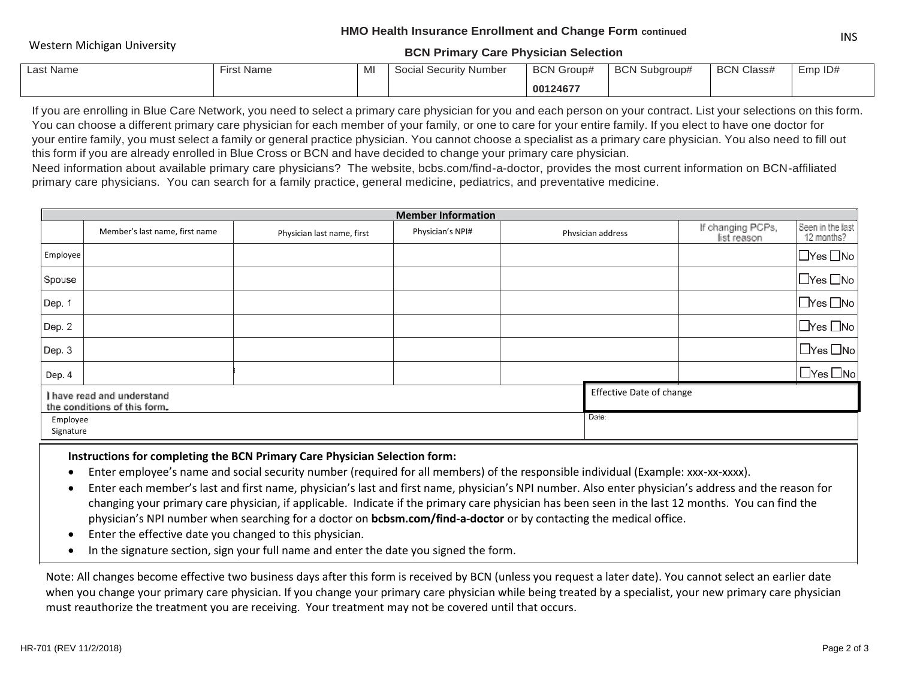Western Michigan University

INS

## HMO Health Insurance Enrollment and Change Form continued

### BCN Primary Care Physician Selection

| Last Name | First Name | MI | Social Security Number | BCN Group# | BCN Subgroup# | BCN Class# | Emp ID# |
|---|---|---|---|---|---|---|---|
| | | | | 00124677 | | | |

If you are enrolling in Blue Care Network, you need to select a primary care physician for you and each person on your contract. List your selections on this form. You can choose a different primary care physician for each member of your family, or one to care for your entire family. If you elect to have one doctor for your entire family, you must select a family or general practice physician. You cannot choose a specialist as a primary care physician. You also need to fill out this form if you are already enrolled in Blue Cross or BCN and have decided to change your primary care physician.

Need information about available primary care physicians? The website, bcbs.com/find-a-doctor, provides the most current information on BCN-affiliated primary care physicians. You can search for a family practice, general medicine, pediatrics, and preventative medicine.

| Member Information | | | | | | |
|---|---|---|---|---|---|---|
| | Member's last name, first name | Physician last name, first | Physician's NPI# | Physician address | If changing PCPs, list reason | Seen in the last 12 months? |
| Employee | | | | | | ☐Yes ☐No |
| Spouse | | | | | | ☐Yes ☐No |
| Dep. 1 | | | | | | ☐Yes ☐No |
| Dep. 2 | | | | | | ☐Yes ☐No |
| Dep. 3 | | | | | | ☐Yes ☐No |
| Dep. 4 | | | | | | ☐Yes ☐No |

| I have read and understand the conditions of this form. | Effective Date of change |
|---|---|
| Employee Signature | Date: |

**Instructions for completing the BCN Primary Care Physician Selection form:**

- Enter employee's name and social security number (required for all members) of the responsible individual (Example: xxx-xx-xxxx).
- Enter each member's last and first name, physician's last and first name, physician's NPI number. Also enter physician's address and the reason for changing your primary care physician, if applicable. Indicate if the primary care physician has been seen in the last 12 months. You can find the physician's NPI number when searching for a doctor on **bcbsm.com/find-a-doctor** or by contacting the medical office.
- Enter the effective date you changed to this physician.
- In the signature section, sign your full name and enter the date you signed the form.

Note: All changes become effective two business days after this form is received by BCN (unless you request a later date). You cannot select an earlier date when you change your primary care physician. If you change your primary care physician while being treated by a specialist, your new primary care physician must reauthorize the treatment you are receiving. Your treatment may not be covered until that occurs.

HR-701 (REV 11/2/2018)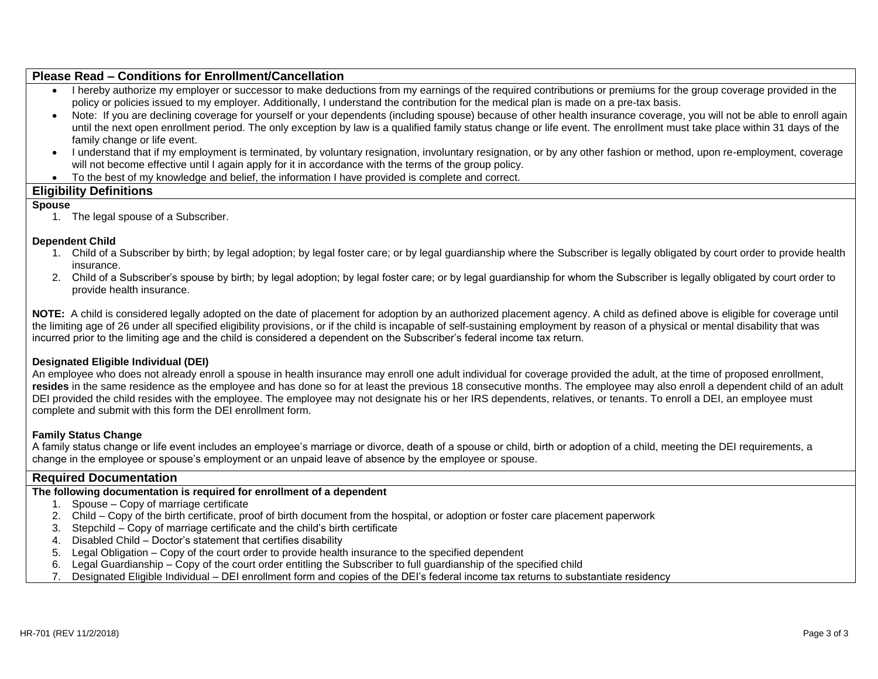## Please Read – Conditions for Enrollment/Cancellation

- I hereby authorize my employer or successor to make deductions from my earnings of the required contributions or premiums for the group coverage provided in the policy or policies issued to my employer. Additionally, I understand the contribution for the medical plan is made on a pre-tax basis.
- Note: If you are declining coverage for yourself or your dependents (including spouse) because of other health insurance coverage, you will not be able to enroll again until the next open enrollment period. The only exception by law is a qualified family status change or life event. The enrollment must take place within 31 days of the family change or life event.
- I understand that if my employment is terminated, by voluntary resignation, involuntary resignation, or by any other fashion or method, upon re-employment, coverage will not become effective until I again apply for it in accordance with the terms of the group policy.
- To the best of my knowledge and belief, the information I have provided is complete and correct.

## Eligibility Definitions

**Spouse**

1. The legal spouse of a Subscriber.

**Dependent Child**

1. Child of a Subscriber by birth; by legal adoption; by legal foster care; or by legal guardianship where the Subscriber is legally obligated by court order to provide health insurance.
2. Child of a Subscriber's spouse by birth; by legal adoption; by legal foster care; or by legal guardianship for whom the Subscriber is legally obligated by court order to provide health insurance.

**NOTE:** A child is considered legally adopted on the date of placement for adoption by an authorized placement agency. A child as defined above is eligible for coverage until the limiting age of 26 under all specified eligibility provisions, or if the child is incapable of self-sustaining employment by reason of a physical or mental disability that was incurred prior to the limiting age and the child is considered a dependent on the Subscriber's federal income tax return.

**Designated Eligible Individual (DEI)**

An employee who does not already enroll a spouse in health insurance may enroll one adult individual for coverage provided the adult, at the time of proposed enrollment, **resides** in the same residence as the employee and has done so for at least the previous 18 consecutive months. The employee may also enroll a dependent child of an adult DEI provided the child resides with the employee. The employee may not designate his or her IRS dependents, relatives, or tenants. To enroll a DEI, an employee must complete and submit with this form the DEI enrollment form.

**Family Status Change**

A family status change or life event includes an employee's marriage or divorce, death of a spouse or child, birth or adoption of a child, meeting the DEI requirements, a change in the employee or spouse's employment or an unpaid leave of absence by the employee or spouse.

## Required Documentation

**The following documentation is required for enrollment of a dependent**

1. Spouse – Copy of marriage certificate
2. Child – Copy of the birth certificate, proof of birth document from the hospital, or adoption or foster care placement paperwork
3. Stepchild – Copy of marriage certificate and the child's birth certificate
4. Disabled Child – Doctor's statement that certifies disability
5. Legal Obligation – Copy of the court order to provide health insurance to the specified dependent
6. Legal Guardianship – Copy of the court order entitling the Subscriber to full guardianship of the specified child
7. Designated Eligible Individual – DEI enrollment form and copies of the DEI's federal income tax returns to substantiate residency

HR-701 (REV 11/2/2018)